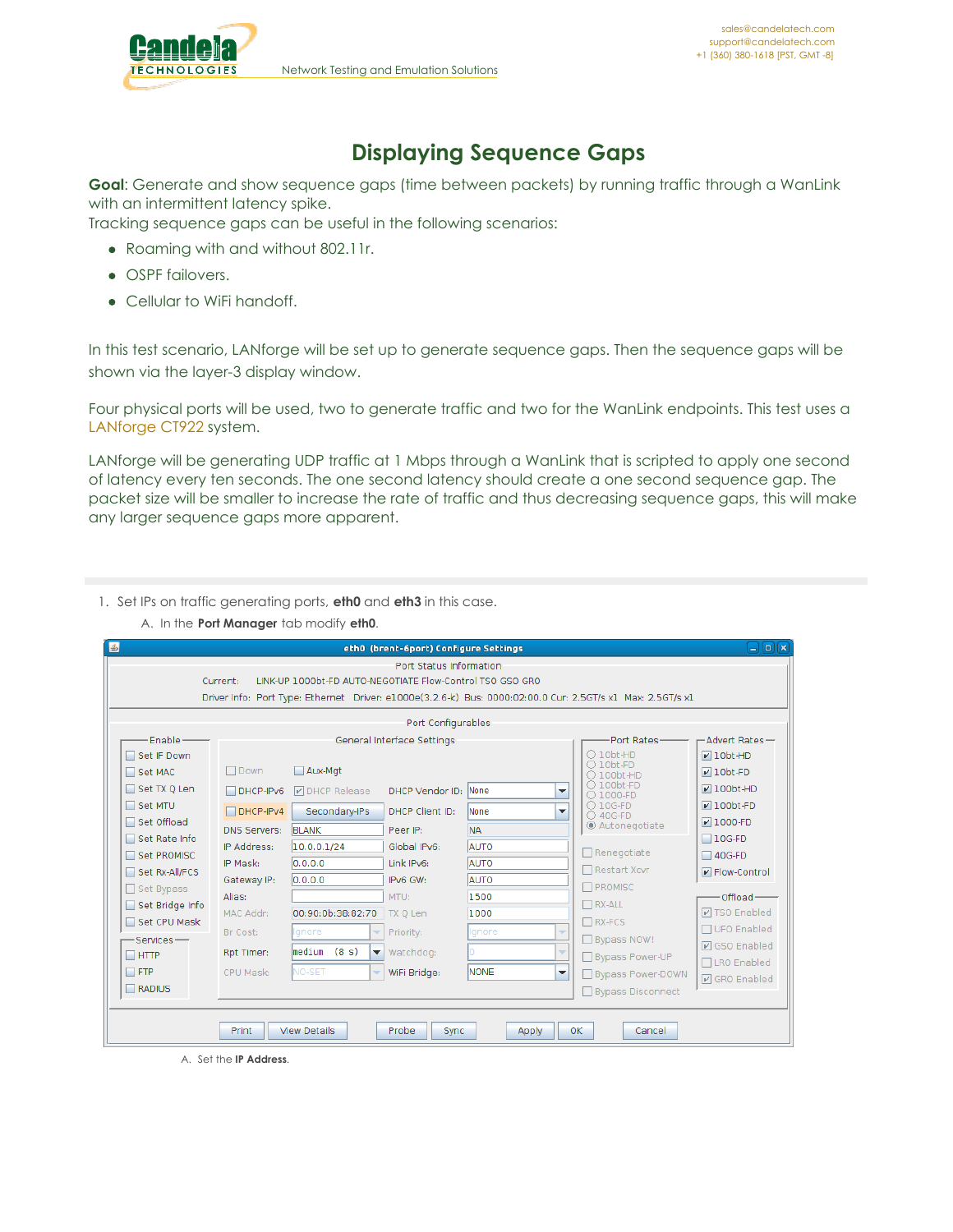# Displaying Sequence Gaps

**Goal**: Generate and show sequence gaps (time between packets) by running traffic through a WanLink with an intermittent latency spike.
Tracking sequence gaps can be useful in the following scenarios:

- Roaming with and without 802.11r.
- OSPF failovers.
- Cellular to WiFi handoff.

In this test scenario, LANforge will be set up to generate sequence gaps. Then the sequence gaps will be shown via the layer-3 display window.

Four physical ports will be used, two to generate traffic and two for the WanLink endpoints. This test uses a LANforge CT922 system.

LANforge will be generating UDP traffic at 1 Mbps through a WanLink that is scripted to apply one second of latency every ten seconds. The one second latency should create a one second sequence gap. The packet size will be smaller to increase the rate of traffic and thus decreasing sequence gaps, this will make any larger sequence gaps more apparent.

---

1. Set IPs on traffic generating ports, **eth0** and **eth3** in this case.
   A. In the **Port Manager** tab modify **eth0**.

      A. Set the **IP Address**.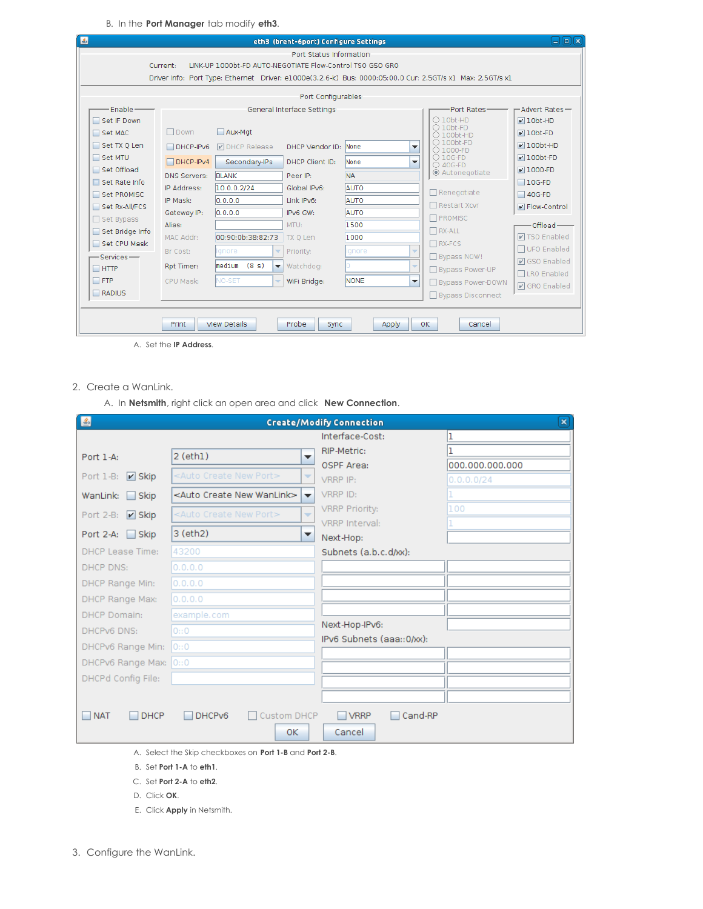B. In the **Port Manager** tab modify **eth3**.

A. Set the **IP Address**.

2. Create a WanLink.

   A. In **Netsmith**, right click an open area and click **New Connection**.

   A. Select the Skip checkboxes on **Port 1-B** and **Port 2-B**.
   B. Set **Port 1-A** to **eth1**.
   C. Set **Port 2-A** to **eth2**.
   D. Click **OK**.
   E. Click **Apply** in Netsmith.

3. Configure the WanLink.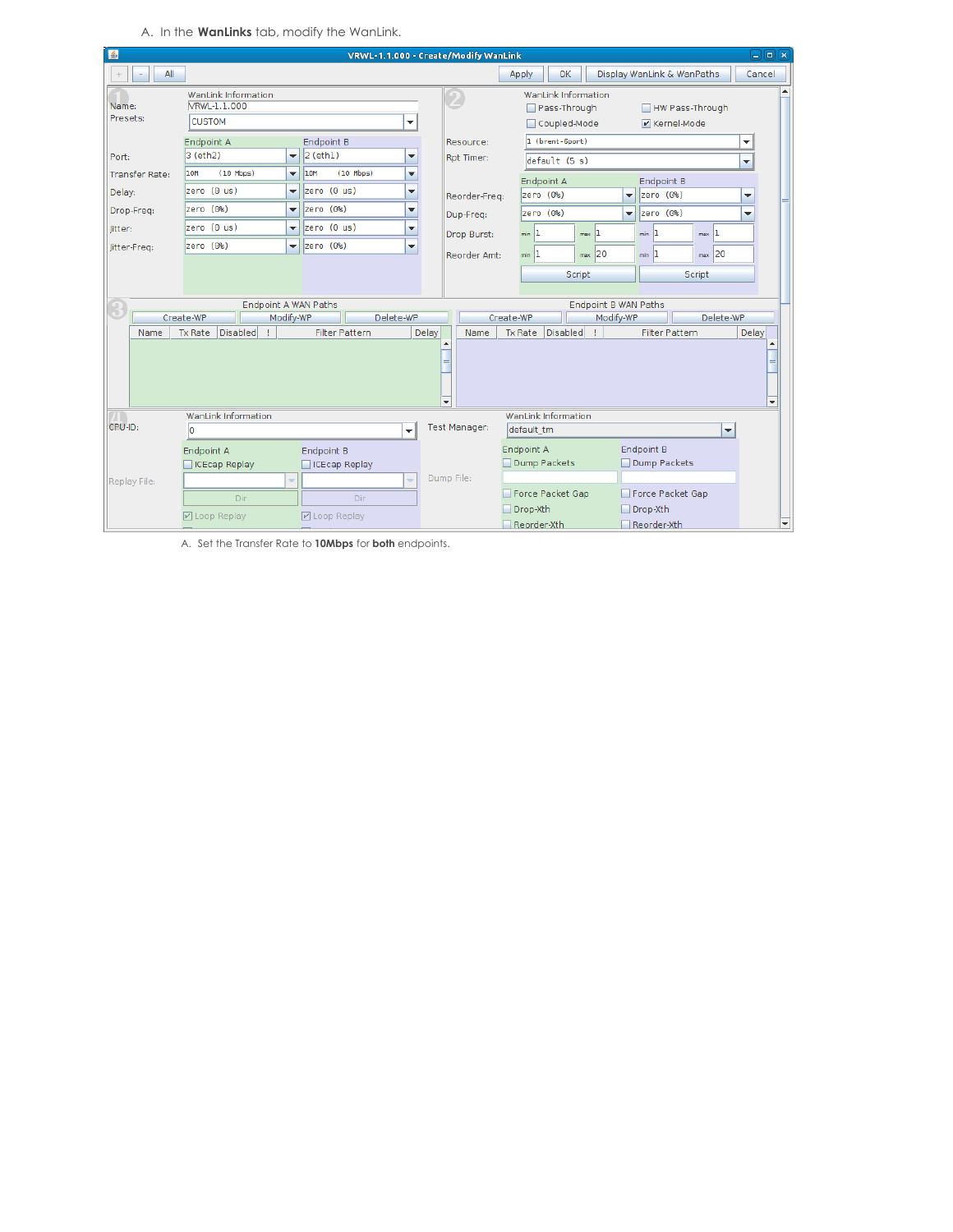A. In the **WanLinks** tab, modify the WanLink.

A. Set the Transfer Rate to **10Mbps** for **both** endpoints.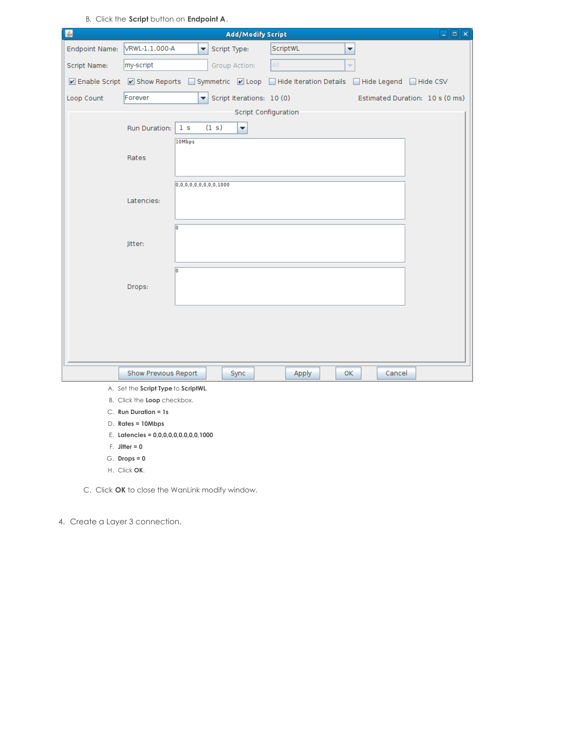B. Click the **Script** button on **Endpoint A**.

A. Set the **Script Type** to **ScriptWL**.

B. Click the **Loop** checkbox.

C. **Run Duration = 1s**

D. **Rates = 10Mbps**

E. **Latencies = 0,0,0,0,0,0,0,0,0,1000**

F. **Jitter = 0**

G. **Drops = 0**

H. Click **OK**.

C. Click **OK** to close the WanLink modify window.

4. Create a Layer 3 connection.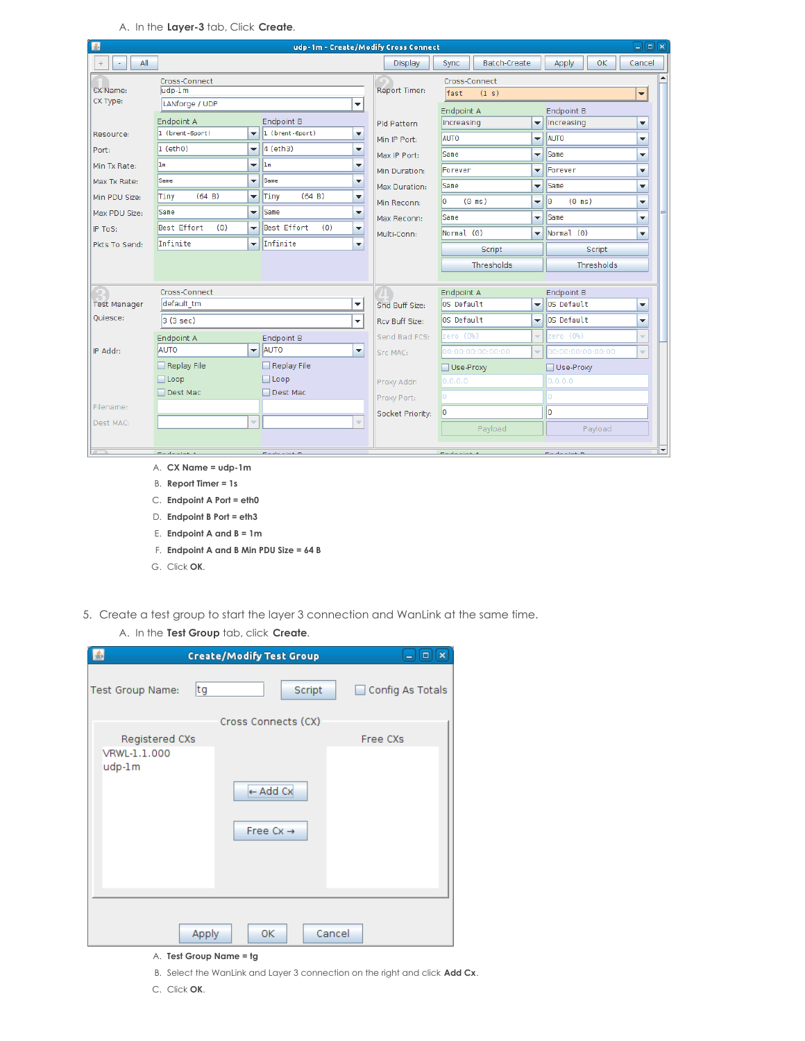A. In the **Layer-3** tab, Click **Create**.

A. **CX Name = udp-1m**
B. **Report Timer = 1s**
C. **Endpoint A Port = eth0**
D. **Endpoint B Port = eth3**
E. **Endpoint A and B = 1m**
F. **Endpoint A and B Min PDU Size = 64 B**
G. Click **OK**.

5. Create a test group to start the layer 3 connection and WanLink at the same time.

A. In the **Test Group** tab, click **Create**.

A. **Test Group Name = tg**
B. Select the WanLink and Layer 3 connection on the right and click **Add Cx**.
C. Click **OK**.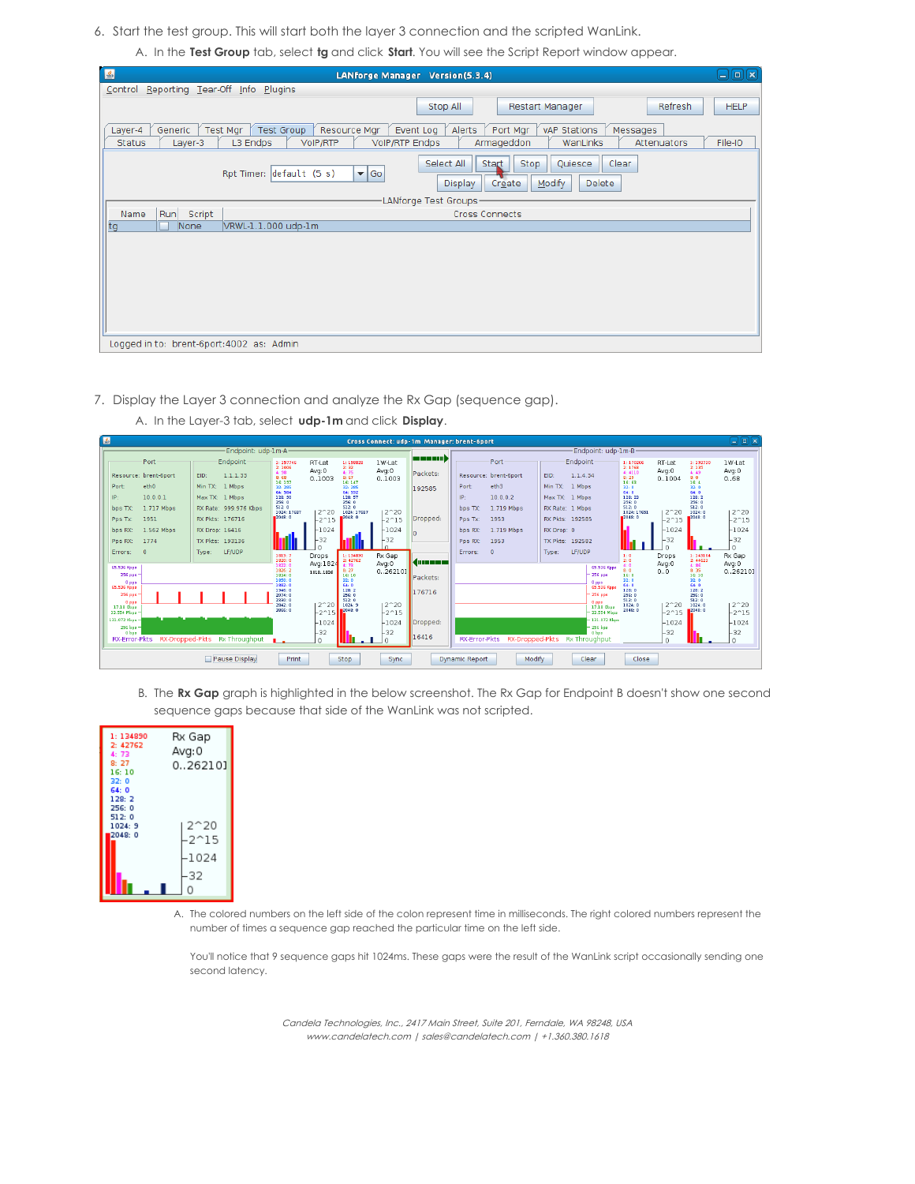6. Start the test group. This will start both the layer 3 connection and the scripted WanLink.

    A. In the **Test Group** tab, select **tg** and click **Start**. You will see the Script Report window appear.

7. Display the Layer 3 connection and analyze the Rx Gap (sequence gap).

    A. In the Layer-3 tab, select **udp-1m** and click **Display**.

    B. The **Rx Gap** graph is highlighted in the below screenshot. The Rx Gap for Endpoint B doesn't show one second sequence gaps because that side of the WanLink was not scripted.

        A. The colored numbers on the left side of the colon represent time in milliseconds. The right colored numbers represent the number of times a sequence gap reached the particular time on the left side.

        You'll notice that 9 sequence gaps hit 1024ms. These gaps were the result of the WanLink script occasionally sending one second latency.